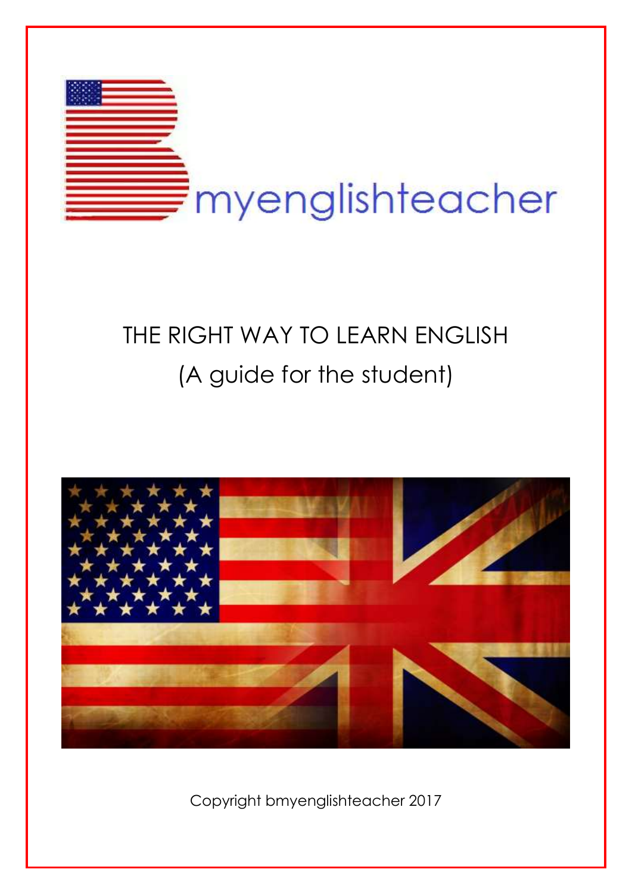bmyenglishteacher

# THE RIGHT WAY TO LEARN ENGLISH

## (A guide for the student)

Copyright bmyenglishteacher 2017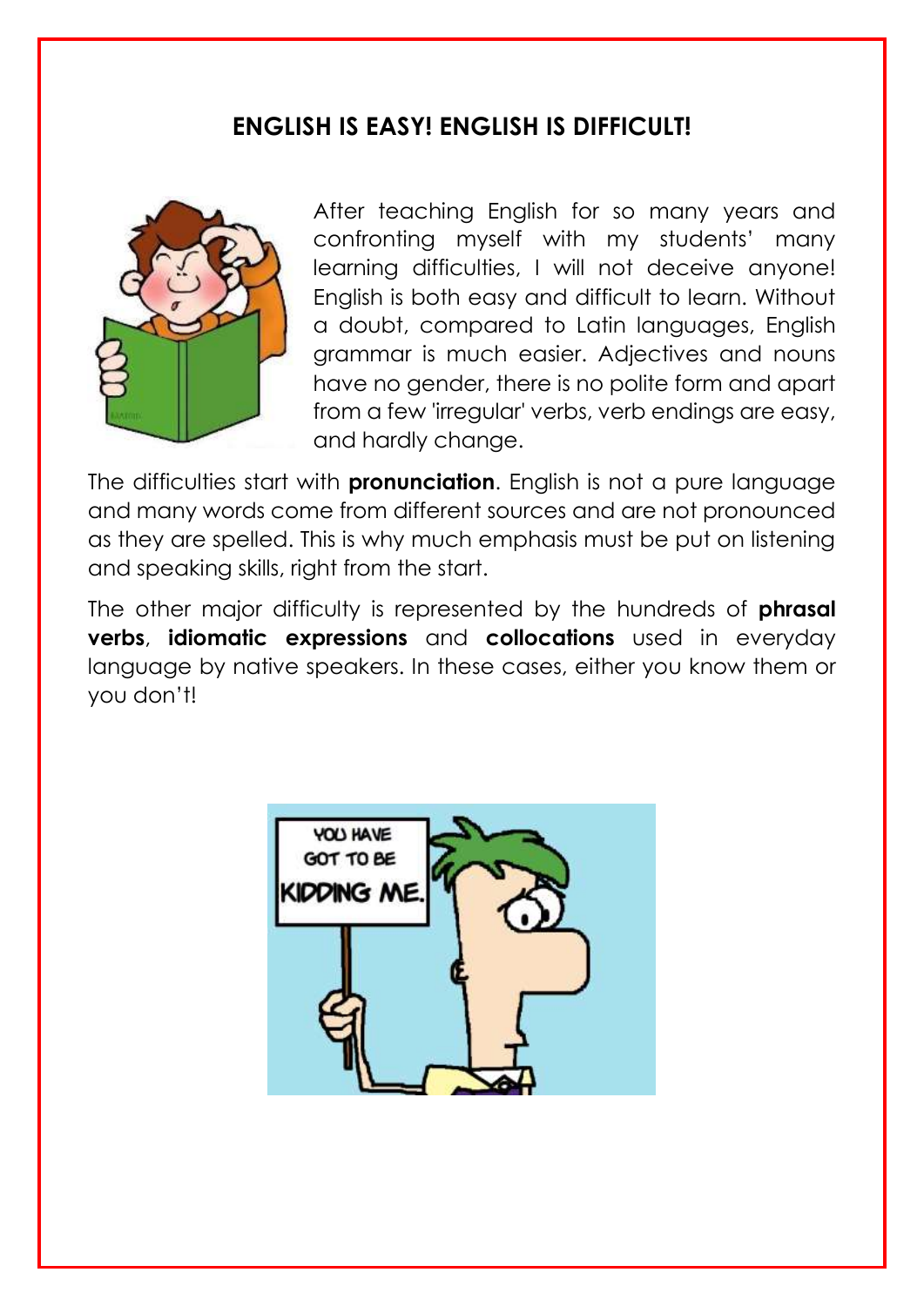## ENGLISH IS EASY! ENGLISH IS DIFFICULT!

After teaching English for so many years and confronting myself with my students' many learning difficulties, I will not deceive anyone! English is both easy and difficult to learn. Without a doubt, compared to Latin languages, English grammar is much easier. Adjectives and nouns have no gender, there is no polite form and apart from a few 'irregular' verbs, verb endings are easy, and hardly change.

The difficulties start with **pronunciation**. English is not a pure language and many words come from different sources and are not pronounced as they are spelled. This is why much emphasis must be put on listening and speaking skills, right from the start.

The other major difficulty is represented by the hundreds of **phrasal verbs**, **idiomatic expressions** and **collocations** used in everyday language by native speakers. In these cases, either you know them or you don't!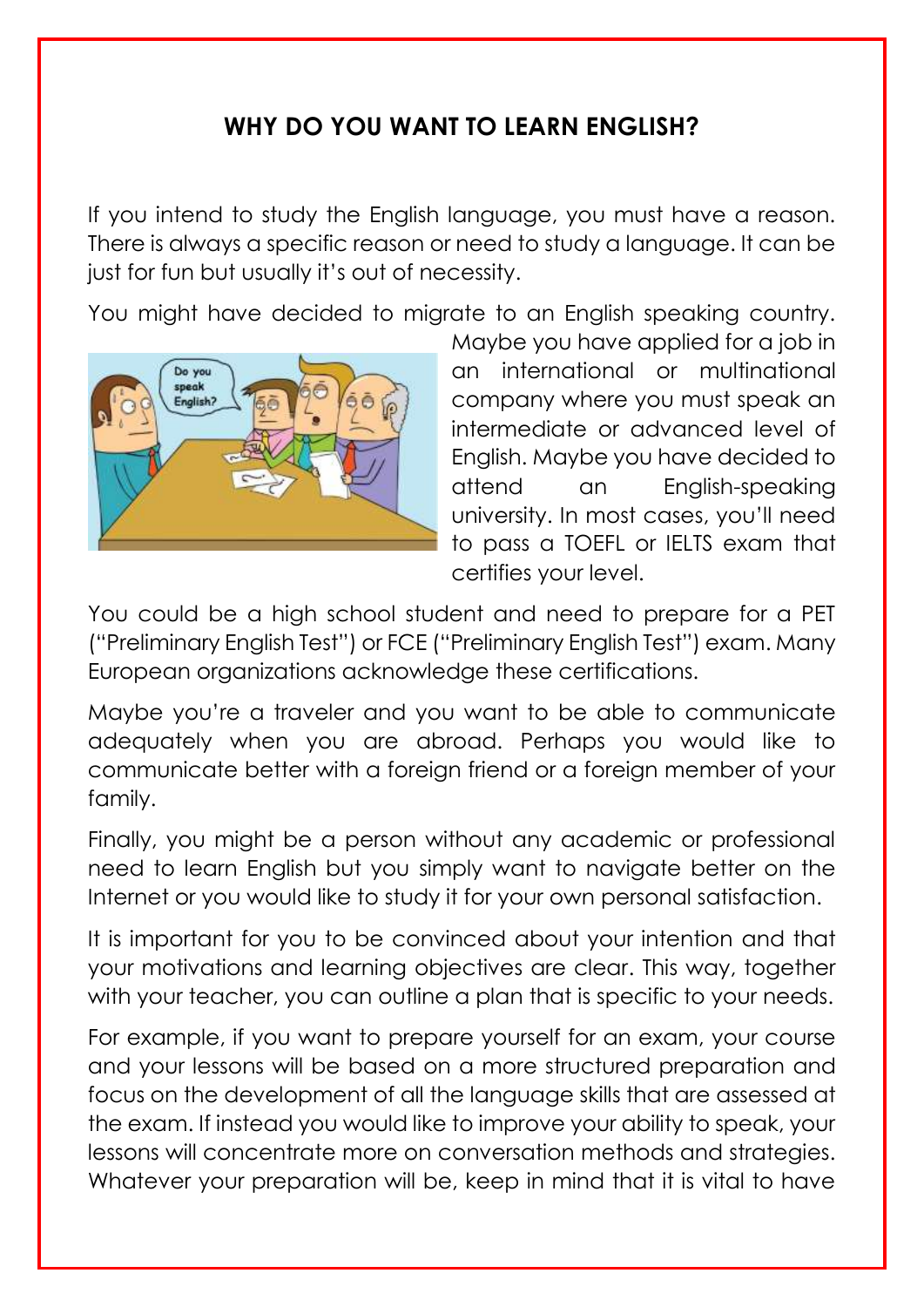## WHY DO YOU WANT TO LEARN ENGLISH?

If you intend to study the English language, you must have a reason. There is always a specific reason or need to study a language. It can be just for fun but usually it's out of necessity.

You might have decided to migrate to an English speaking country. Maybe you have applied for a job in an international or multinational company where you must speak an intermediate or advanced level of English. Maybe you have decided to attend an English-speaking university. In most cases, you'll need to pass a TOEFL or IELTS exam that certifies your level.

You could be a high school student and need to prepare for a PET ("Preliminary English Test") or FCE ("Preliminary English Test") exam. Many European organizations acknowledge these certifications.

Maybe you're a traveler and you want to be able to communicate adequately when you are abroad. Perhaps you would like to communicate better with a foreign friend or a foreign member of your family.

Finally, you might be a person without any academic or professional need to learn English but you simply want to navigate better on the Internet or you would like to study it for your own personal satisfaction.

It is important for you to be convinced about your intention and that your motivations and learning objectives are clear. This way, together with your teacher, you can outline a plan that is specific to your needs.

For example, if you want to prepare yourself for an exam, your course and your lessons will be based on a more structured preparation and focus on the development of all the language skills that are assessed at the exam. If instead you would like to improve your ability to speak, your lessons will concentrate more on conversation methods and strategies. Whatever your preparation will be, keep in mind that it is vital to have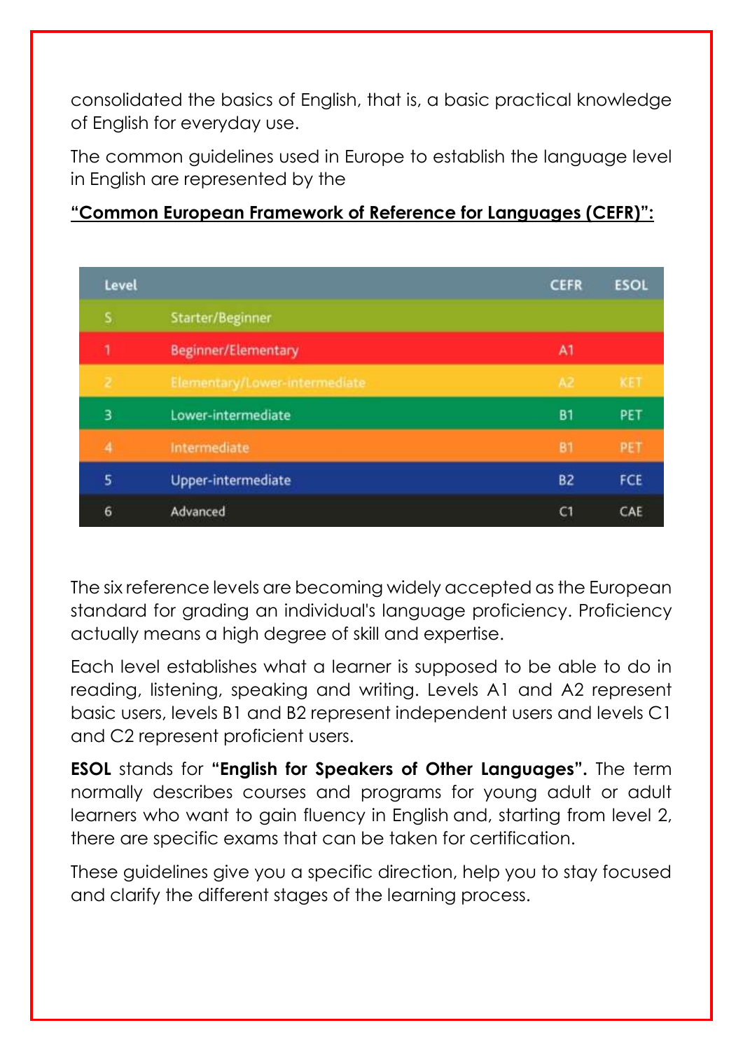consolidated the basics of English, that is, a basic practical knowledge of English for everyday use.

The common guidelines used in Europe to establish the language level in English are represented by the

**<u>"Common European Framework of Reference for Languages (CEFR)":</u>**

| Level | | CEFR | ESOL |
|---|---|---|---|
| S | Starter/Beginner | | |
| 1 | Beginner/Elementary | A1 | |
| 2 | Elementary/Lower-intermediate | A2 | KET |
| 3 | Lower-intermediate | B1 | PET |
| 4 | Intermediate | B1 | PET |
| 5 | Upper-intermediate | B2 | FCE |
| 6 | Advanced | C1 | CAE |

The six reference levels are becoming widely accepted as the European standard for grading an individual's language proficiency. Proficiency actually means a high degree of skill and expertise.

Each level establishes what a learner is supposed to be able to do in reading, listening, speaking and writing. Levels A1 and A2 represent basic users, levels B1 and B2 represent independent users and levels C1 and C2 represent proficient users.

**ESOL** stands for **"English for Speakers of Other Languages".** The term normally describes courses and programs for young adult or adult learners who want to gain fluency in English and, starting from level 2, there are specific exams that can be taken for certification.

These guidelines give you a specific direction, help you to stay focused and clarify the different stages of the learning process.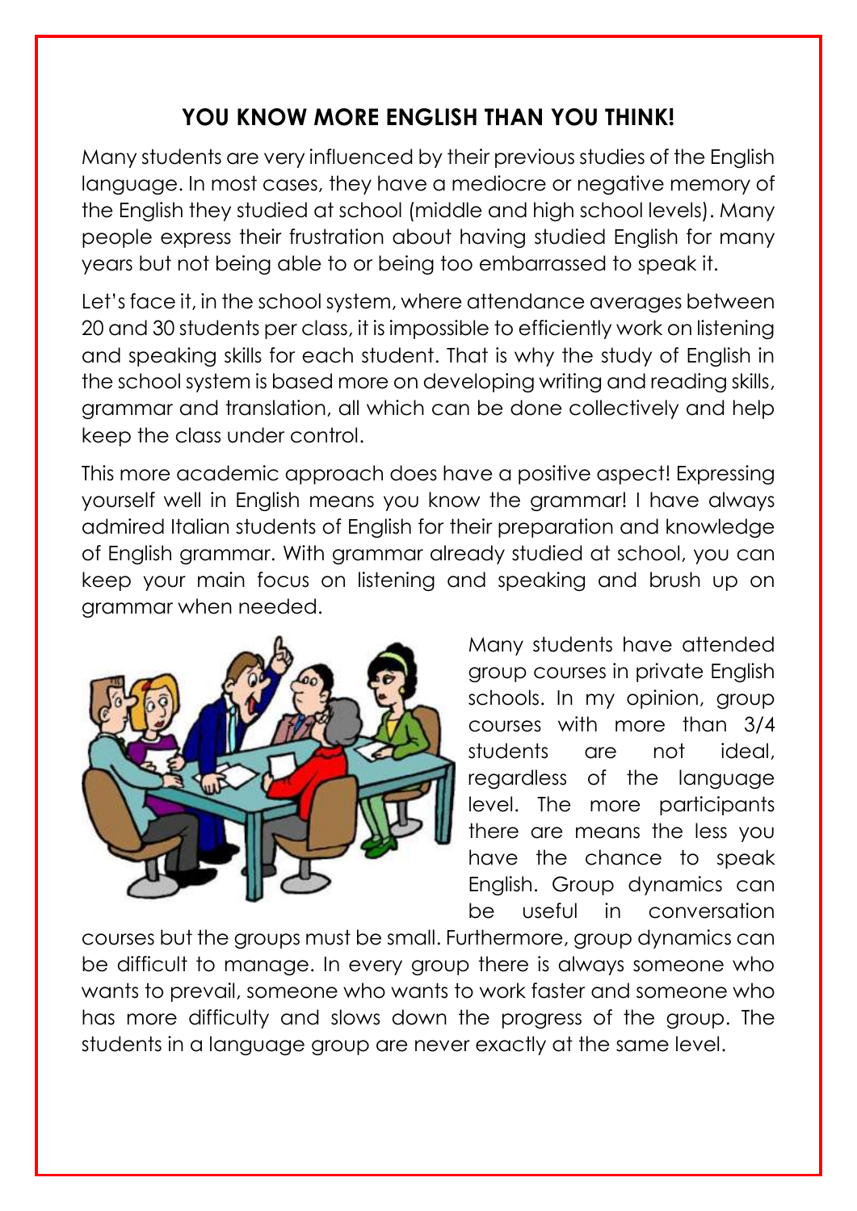## YOU KNOW MORE ENGLISH THAN YOU THINK!

Many students are very influenced by their previous studies of the English language. In most cases, they have a mediocre or negative memory of the English they studied at school (middle and high school levels). Many people express their frustration about having studied English for many years but not being able to or being too embarrassed to speak it.

Let's face it, in the school system, where attendance averages between 20 and 30 students per class, it is impossible to efficiently work on listening and speaking skills for each student. That is why the study of English in the school system is based more on developing writing and reading skills, grammar and translation, all which can be done collectively and help keep the class under control.

This more academic approach does have a positive aspect! Expressing yourself well in English means you know the grammar! I have always admired Italian students of English for their preparation and knowledge of English grammar. With grammar already studied at school, you can keep your main focus on listening and speaking and brush up on grammar when needed.

Many students have attended group courses in private English schools. In my opinion, group courses with more than 3/4 students are not ideal, regardless of the language level. The more participants there are means the less you have the chance to speak English. Group dynamics can be useful in conversation courses but the groups must be small. Furthermore, group dynamics can be difficult to manage. In every group there is always someone who wants to prevail, someone who wants to work faster and someone who has more difficulty and slows down the progress of the group. The students in a language group are never exactly at the same level.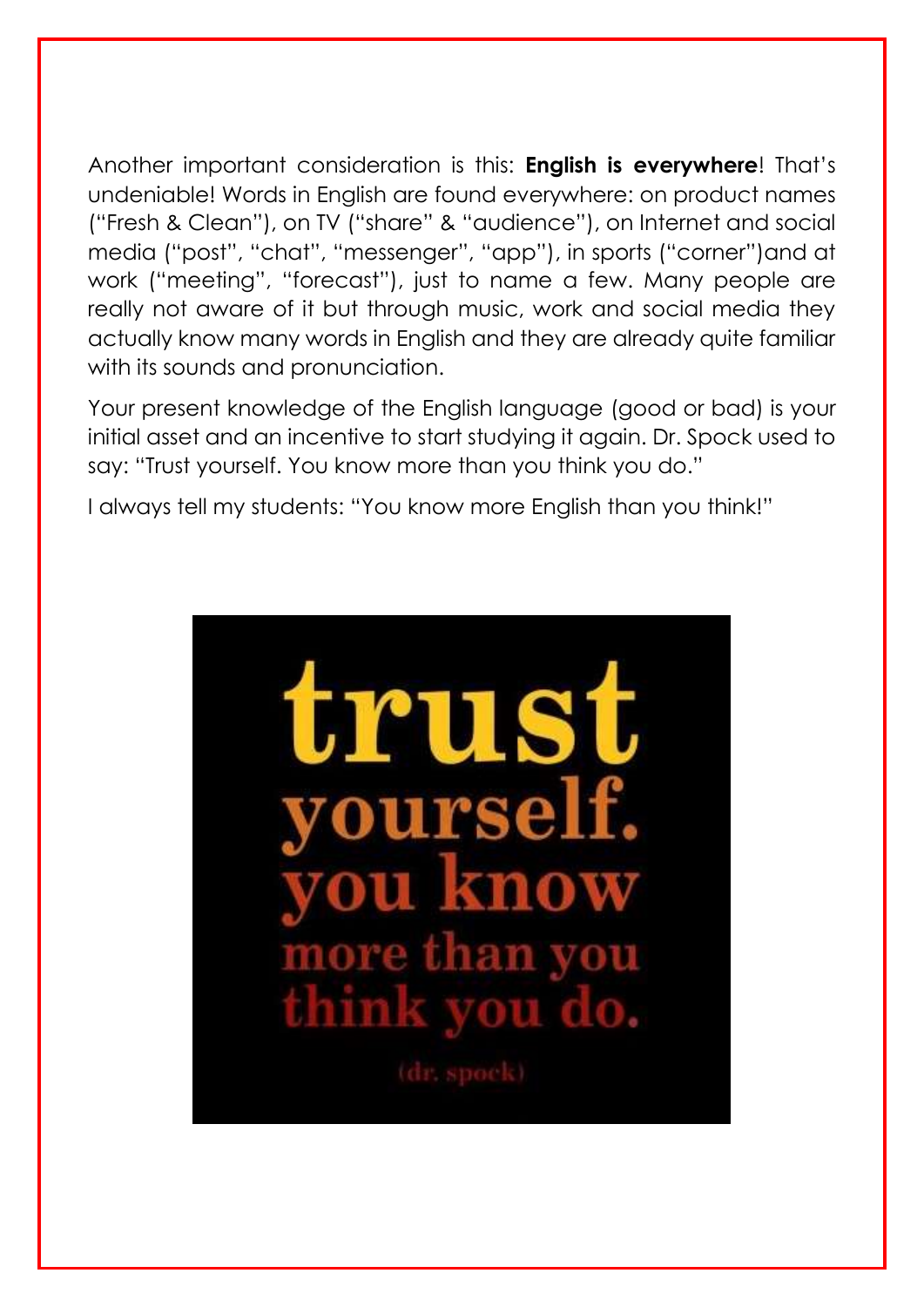Another important consideration is this: **English is everywhere**! That's undeniable! Words in English are found everywhere: on product names ("Fresh & Clean"), on TV ("share" & "audience"), on Internet and social media ("post", "chat", "messenger", "app"), in sports ("corner")and at work ("meeting", "forecast"), just to name a few. Many people are really not aware of it but through music, work and social media they actually know many words in English and they are already quite familiar with its sounds and pronunciation.

Your present knowledge of the English language (good or bad) is your initial asset and an incentive to start studying it again. Dr. Spock used to say: "Trust yourself. You know more than you think you do."

I always tell my students: "You know more English than you think!"

trust yourself. you know more than you think you do.

(dr. spock)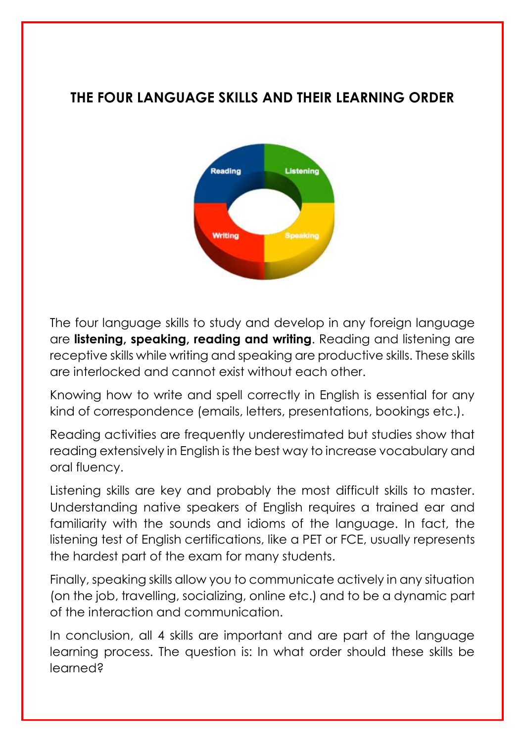## THE FOUR LANGUAGE SKILLS AND THEIR LEARNING ORDER

The four language skills to study and develop in any foreign language are **listening, speaking, reading and writing**. Reading and listening are receptive skills while writing and speaking are productive skills. These skills are interlocked and cannot exist without each other.

Knowing how to write and spell correctly in English is essential for any kind of correspondence (emails, letters, presentations, bookings etc.).

Reading activities are frequently underestimated but studies show that reading extensively in English is the best way to increase vocabulary and oral fluency.

Listening skills are key and probably the most difficult skills to master. Understanding native speakers of English requires a trained ear and familiarity with the sounds and idioms of the language. In fact, the listening test of English certifications, like a PET or FCE, usually represents the hardest part of the exam for many students.

Finally, speaking skills allow you to communicate actively in any situation (on the job, travelling, socializing, online etc.) and to be a dynamic part of the interaction and communication.

In conclusion, all 4 skills are important and are part of the language learning process. The question is: In what order should these skills be learned?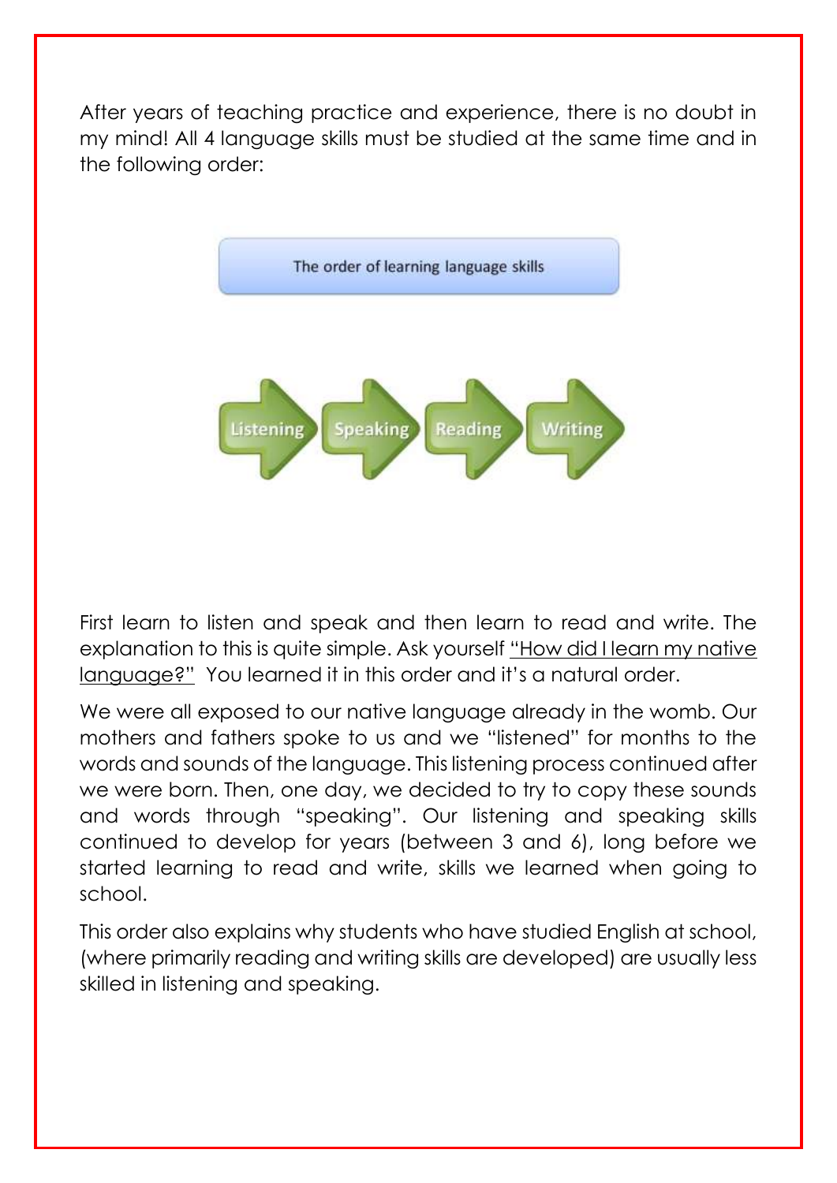After years of teaching practice and experience, there is no doubt in my mind! All 4 language skills must be studied at the same time and in the following order:

The order of learning language skills

Listening → Speaking → Reading → Writing

First learn to listen and speak and then learn to read and write. The explanation to this is quite simple. Ask yourself "How did I learn my native language?" You learned it in this order and it's a natural order.

We were all exposed to our native language already in the womb. Our mothers and fathers spoke to us and we "listened" for months to the words and sounds of the language. This listening process continued after we were born. Then, one day, we decided to try to copy these sounds and words through "speaking". Our listening and speaking skills continued to develop for years (between 3 and 6), long before we started learning to read and write, skills we learned when going to school.

This order also explains why students who have studied English at school, (where primarily reading and writing skills are developed) are usually less skilled in listening and speaking.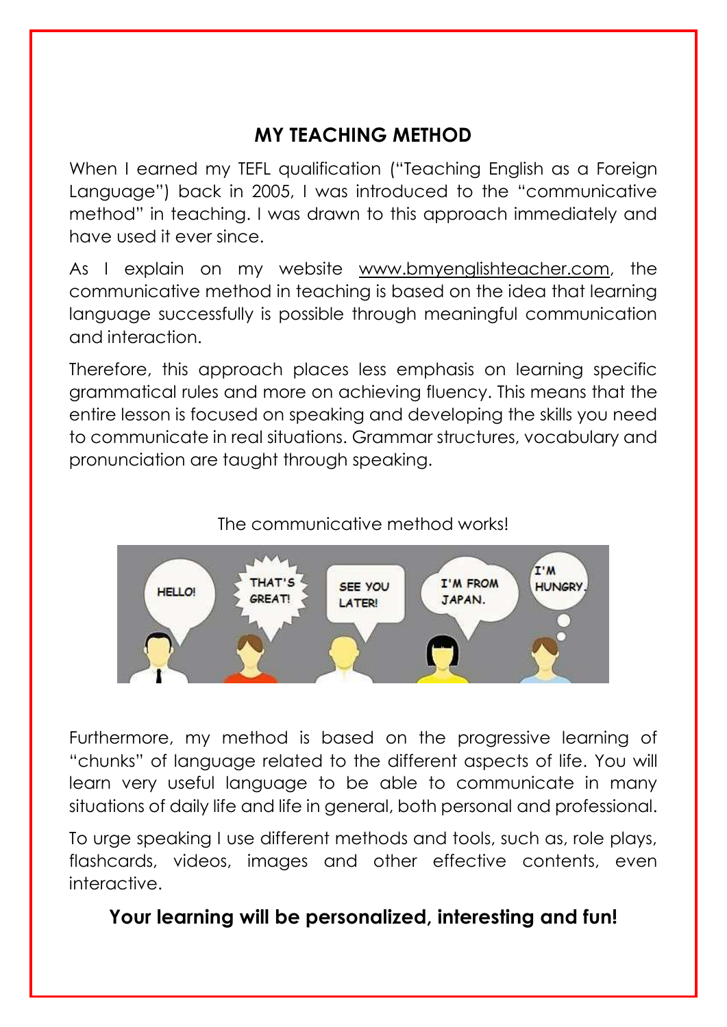## MY TEACHING METHOD

When I earned my TEFL qualification ("Teaching English as a Foreign Language") back in 2005, I was introduced to the "communicative method" in teaching. I was drawn to this approach immediately and have used it ever since.

As I explain on my website www.bmyenglishteacher.com, the communicative method in teaching is based on the idea that learning language successfully is possible through meaningful communication and interaction.

Therefore, this approach places less emphasis on learning specific grammatical rules and more on achieving fluency. This means that the entire lesson is focused on speaking and developing the skills you need to communicate in real situations. Grammar structures, vocabulary and pronunciation are taught through speaking.

The communicative method works!

Furthermore, my method is based on the progressive learning of "chunks" of language related to the different aspects of life. You will learn very useful language to be able to communicate in many situations of daily life and life in general, both personal and professional.

To urge speaking I use different methods and tools, such as, role plays, flashcards, videos, images and other effective contents, even interactive.

**Your learning will be personalized, interesting and fun!**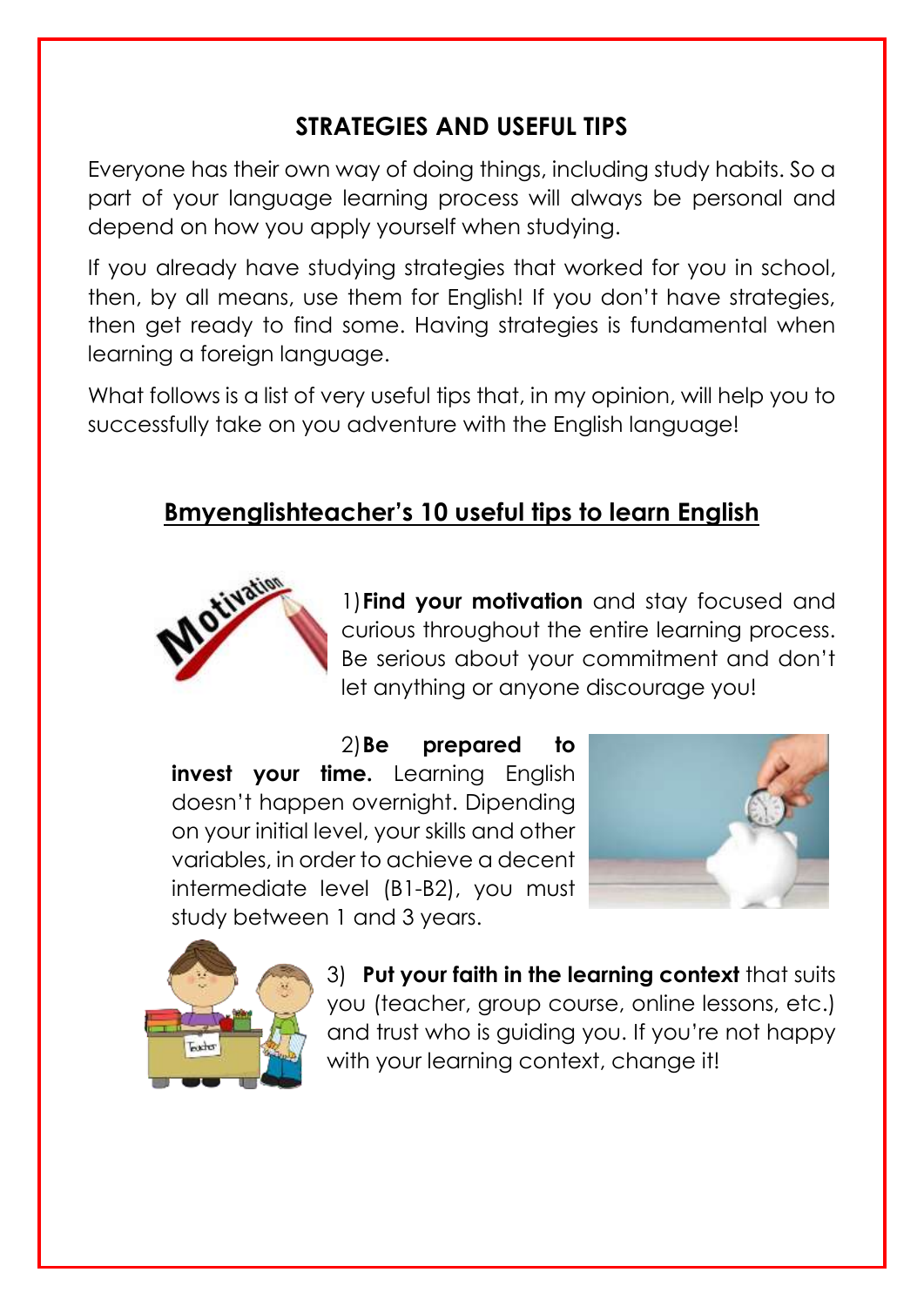## STRATEGIES AND USEFUL TIPS

Everyone has their own way of doing things, including study habits. So a part of your language learning process will always be personal and depend on how you apply yourself when studying.

If you already have studying strategies that worked for you in school, then, by all means, use them for English! If you don't have strategies, then get ready to find some. Having strategies is fundamental when learning a foreign language.

What follows is a list of very useful tips that, in my opinion, will help you to successfully take on you adventure with the English language!

### Bmyenglishteacher's 10 useful tips to learn English

1) **Find your motivation** and stay focused and curious throughout the entire learning process. Be serious about your commitment and don't let anything or anyone discourage you!

2) **Be prepared to invest your time.** Learning English doesn't happen overnight. Dipending on your initial level, your skills and other variables, in order to achieve a decent intermediate level (B1-B2), you must study between 1 and 3 years.

3) **Put your faith in the learning context** that suits you (teacher, group course, online lessons, etc.) and trust who is guiding you. If you're not happy with your learning context, change it!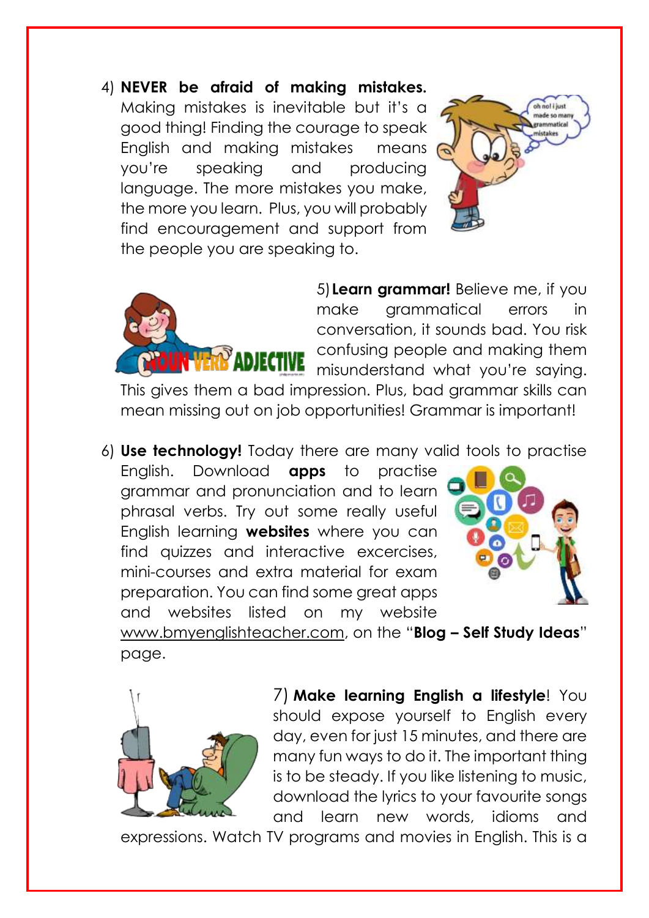4) **NEVER be afraid of making mistakes.** Making mistakes is inevitable but it's a good thing! Finding the courage to speak English and making mistakes means you're speaking and producing language. The more mistakes you make, the more you learn. Plus, you will probably find encouragement and support from the people you are speaking to.

5) **Learn grammar!** Believe me, if you make grammatical errors in conversation, it sounds bad. You risk confusing people and making them misunderstand what you're saying. This gives them a bad impression. Plus, bad grammar skills can mean missing out on job opportunities! Grammar is important!

6) **Use technology!** Today there are many valid tools to practise English. Download **apps** to practise grammar and pronunciation and to learn phrasal verbs. Try out some really useful English learning **websites** where you can find quizzes and interactive excercises, mini-courses and extra material for exam preparation. You can find some great apps and websites listed on my website www.bmyenglishteacher.com, on the "**Blog – Self Study Ideas**" page.

7) **Make learning English a lifestyle**! You should expose yourself to English every day, even for just 15 minutes, and there are many fun ways to do it. The important thing is to be steady. If you like listening to music, download the lyrics to your favourite songs and learn new words, idioms and expressions. Watch TV programs and movies in English. This is a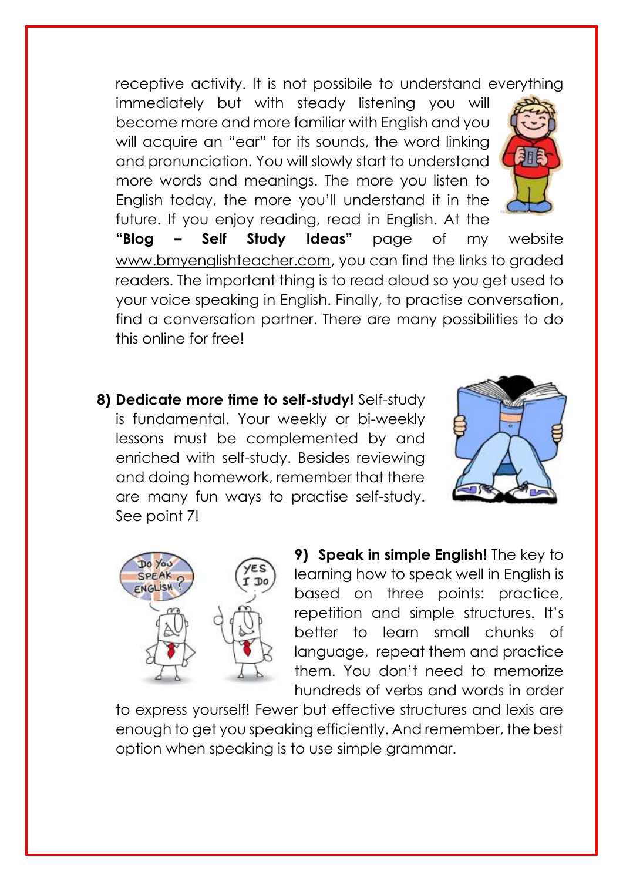receptive activity. It is not possibile to understand everything immediately but with steady listening you will become more and more familiar with English and you will acquire an "ear" for its sounds, the word linking and pronunciation. You will slowly start to understand more words and meanings. The more you listen to English today, the more you'll understand it in the future. If you enjoy reading, read in English. At the **"Blog – Self Study Ideas"** page of my website www.bmyenglishteacher.com, you can find the links to graded readers. The important thing is to read aloud so you get used to your voice speaking in English. Finally, to practise conversation, find a conversation partner. There are many possibilities to do this online for free!

**8) Dedicate more time to self-study!** Self-study is fundamental. Your weekly or bi-weekly lessons must be complemented by and enriched with self-study. Besides reviewing and doing homework, remember that there are many fun ways to practise self-study. See point 7!

**9) Speak in simple English!** The key to learning how to speak well in English is based on three points: practice, repetition and simple structures. It's better to learn small chunks of language, repeat them and practice them. You don't need to memorize hundreds of verbs and words in order to express yourself! Fewer but effective structures and lexis are enough to get you speaking efficiently. And remember, the best option when speaking is to use simple grammar.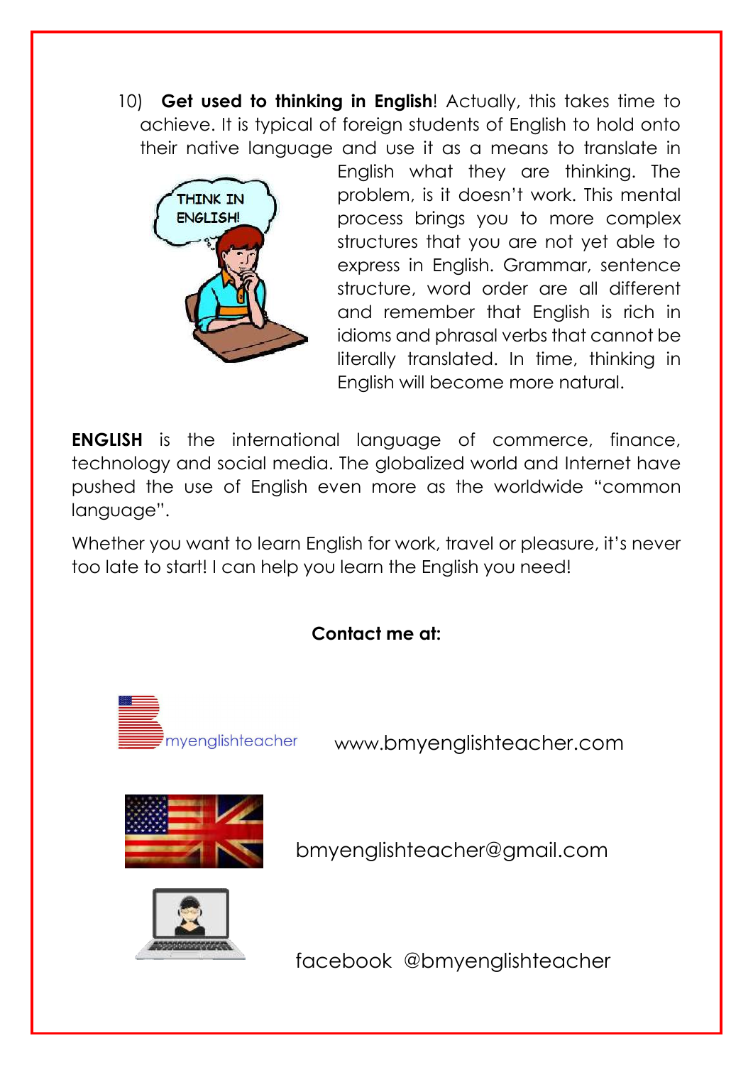10) **Get used to thinking in English**! Actually, this takes time to achieve. It is typical of foreign students of English to hold onto their native language and use it as a means to translate in English what they are thinking. The problem, is it doesn't work. This mental process brings you to more complex structures that you are not yet able to express in English. Grammar, sentence structure, word order are all different and remember that English is rich in idioms and phrasal verbs that cannot be literally translated. In time, thinking in English will become more natural.

**ENGLISH** is the international language of commerce, finance, technology and social media. The globalized world and Internet have pushed the use of English even more as the worldwide "common language".

Whether you want to learn English for work, travel or pleasure, it's never too late to start! I can help you learn the English you need!

**Contact me at:**

www.bmyenglishteacher.com

bmyenglishteacher@gmail.com

facebook @bmyenglishteacher